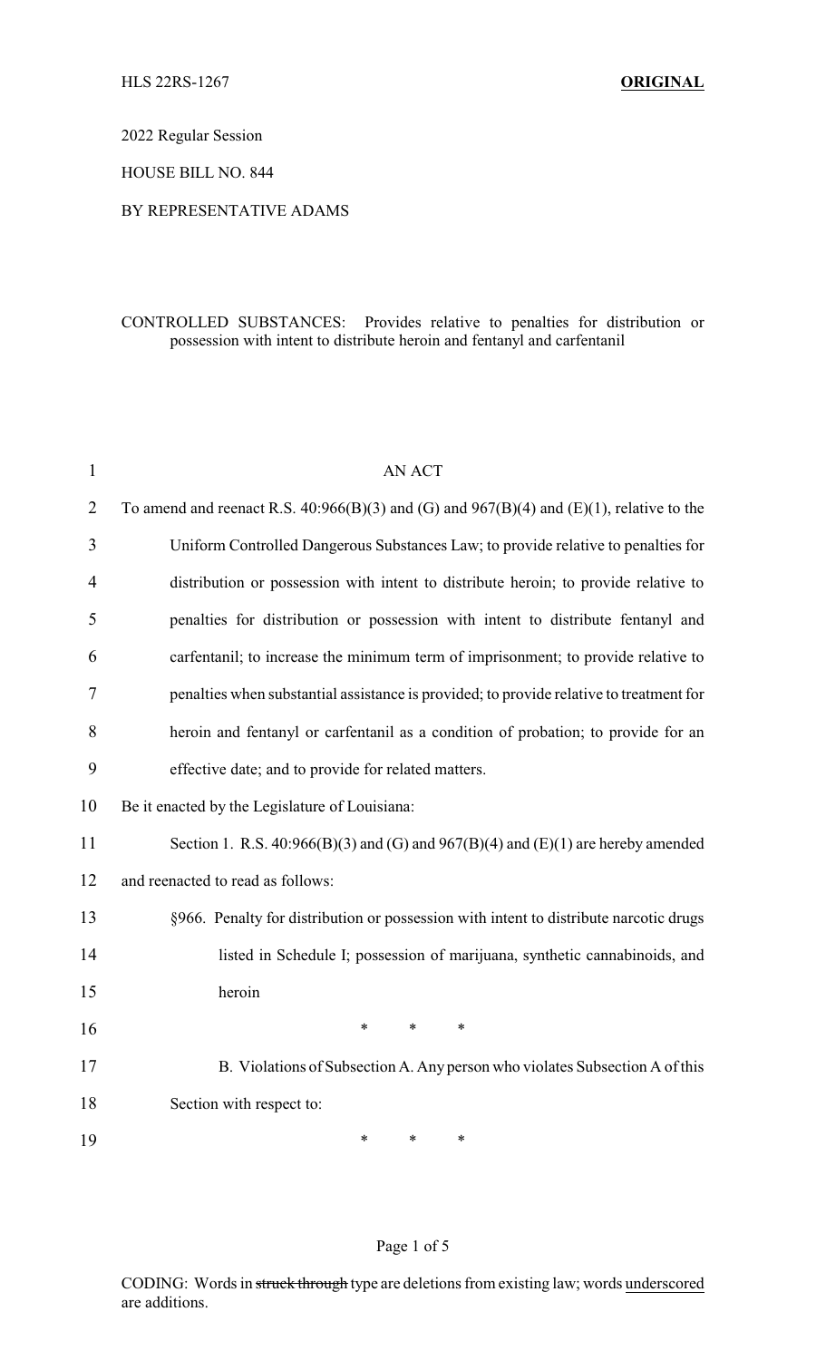HLS 22RS-1267 **ORIGINAL**

2022 Regular Session

HOUSE BILL NO. 844

BY REPRESENTATIVE ADAMS

CONTROLLED SUBSTANCES: Provides relative to penalties for distribution or possession with intent to distribute heroin and fentanyl and carfentanil

AN ACT

To amend and reenact R.S. 40:966(B)(3) and (G) and 967(B)(4) and (E)(1), relative to the Uniform Controlled Dangerous Substances Law; to provide relative to penalties for distribution or possession with intent to distribute heroin; to provide relative to penalties for distribution or possession with intent to distribute fentanyl and carfentanil; to increase the minimum term of imprisonment; to provide relative to penalties when substantial assistance is provided; to provide relative to treatment for heroin and fentanyl or carfentanil as a condition of probation; to provide for an effective date; and to provide for related matters.

Be it enacted by the Legislature of Louisiana:

Section 1. R.S. 40:966(B)(3) and (G) and 967(B)(4) and (E)(1) are hereby amended and reenacted to read as follows:

§966. Penalty for distribution or possession with intent to distribute narcotic drugs listed in Schedule I; possession of marijuana, synthetic cannabinoids, and heroin

\* \* \*

B. Violations of Subsection A. Any person who violates Subsection A of this Section with respect to:

\* \* \*

CODING: Words in ~~struck through~~ type are deletions from existing law; words <u>underscored</u> are additions.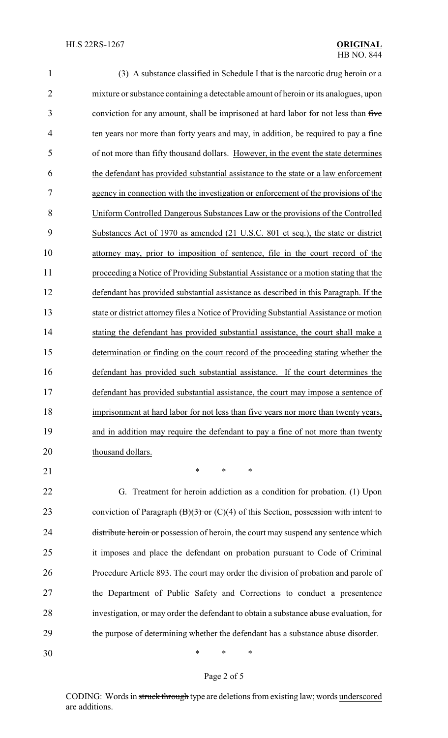(3) A substance classified in Schedule I that is the narcotic drug heroin or a mixture or substance containing a detectable amount of heroin or its analogues, upon conviction for any amount, shall be imprisoned at hard labor for not less than ~~five~~ <u>ten</u> years nor more than forty years and may, in addition, be required to pay a fine of not more than fifty thousand dollars. <u>However, in the event the state determines the defendant has provided substantial assistance to the state or a law enforcement agency in connection with the investigation or enforcement of the provisions of the Uniform Controlled Dangerous Substances Law or the provisions of the Controlled Substances Act of 1970 as amended (21 U.S.C. 801 et seq.), the state or district attorney may, prior to imposition of sentence, file in the court record of the proceeding a Notice of Providing Substantial Assistance or a motion stating that the defendant has provided substantial assistance as described in this Paragraph. If the state or district attorney files a Notice of Providing Substantial Assistance or motion stating the defendant has provided substantial assistance, the court shall make a determination or finding on the court record of the proceeding stating whether the defendant has provided such substantial assistance. If the court determines the defendant has provided substantial assistance, the court may impose a sentence of imprisonment at hard labor for not less than five years nor more than twenty years, and in addition may require the defendant to pay a fine of not more than twenty thousand dollars.</u>

\* \* \*

G. Treatment for heroin addiction as a condition for probation. (1) Upon conviction of Paragraph ~~(B)(3) or~~ (C)(4) of this Section, ~~possession with intent to distribute heroin or~~ possession of heroin, the court may suspend any sentence which it imposes and place the defendant on probation pursuant to Code of Criminal Procedure Article 893. The court may order the division of probation and parole of the Department of Public Safety and Corrections to conduct a presentence investigation, or may order the defendant to obtain a substance abuse evaluation, for the purpose of determining whether the defendant has a substance abuse disorder.

\* \* \*

CODING: Words in ~~struck through~~ type are deletions from existing law; words <u>underscored</u> are additions.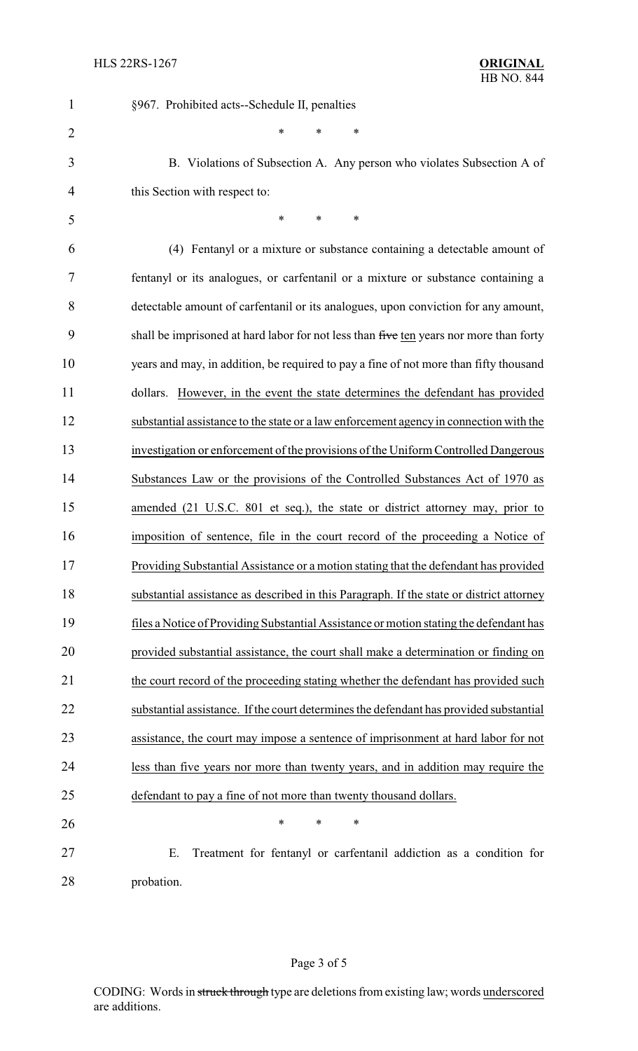§967. Prohibited acts--Schedule II, penalties

\* \* \*

B. Violations of Subsection A. Any person who violates Subsection A of this Section with respect to:

\* \* \*

(4) Fentanyl or a mixture or substance containing a detectable amount of fentanyl or its analogues, or carfentanil or a mixture or substance containing a detectable amount of carfentanil or its analogues, upon conviction for any amount, shall be imprisoned at hard labor for not less than ~~five~~ <u>ten</u> years nor more than forty years and may, in addition, be required to pay a fine of not more than fifty thousand dollars. <u>However, in the event the state determines the defendant has provided substantial assistance to the state or a law enforcement agency in connection with the investigation or enforcement of the provisions of the Uniform Controlled Dangerous Substances Law or the provisions of the Controlled Substances Act of 1970 as amended (21 U.S.C. 801 et seq.), the state or district attorney may, prior to imposition of sentence, file in the court record of the proceeding a Notice of Providing Substantial Assistance or a motion stating that the defendant has provided substantial assistance as described in this Paragraph. If the state or district attorney files a Notice of Providing Substantial Assistance or motion stating the defendant has provided substantial assistance, the court shall make a determination or finding on the court record of the proceeding stating whether the defendant has provided such substantial assistance. If the court determines the defendant has provided substantial assistance, the court may impose a sentence of imprisonment at hard labor for not less than five years nor more than twenty years, and in addition may require the defendant to pay a fine of not more than twenty thousand dollars.</u>

\* \* \*

E. Treatment for fentanyl or carfentanil addiction as a condition for probation.

CODING: Words in ~~struck through~~ type are deletions from existing law; words <u>underscored</u> are additions.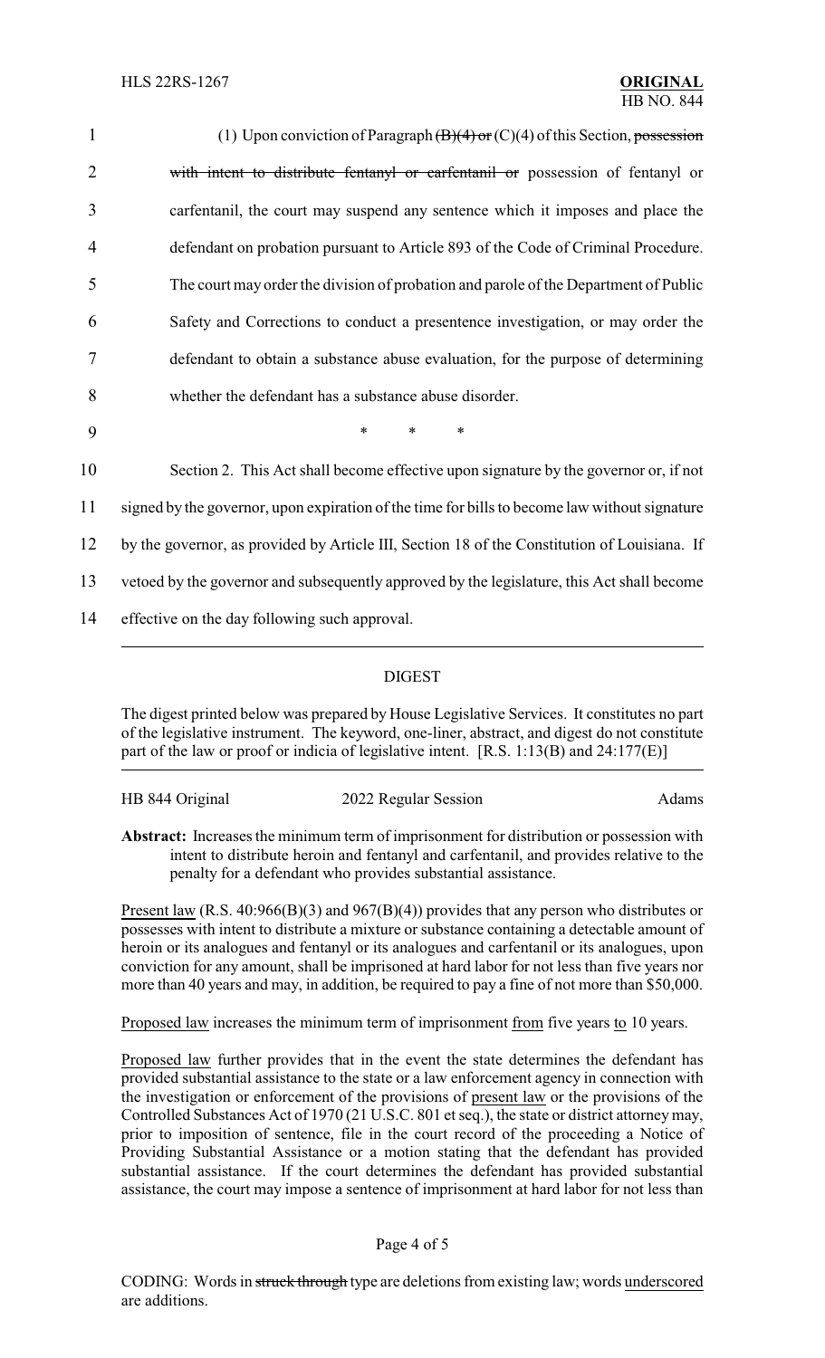(1) Upon conviction of Paragraph ~~(B)(4) or~~ (C)(4) of this Section, ~~possession with intent to distribute fentanyl or carfentanil or~~ possession of fentanyl or carfentanil, the court may suspend any sentence which it imposes and place the defendant on probation pursuant to Article 893 of the Code of Criminal Procedure. The court may order the division of probation and parole of the Department of Public Safety and Corrections to conduct a presentence investigation, or may order the defendant to obtain a substance abuse evaluation, for the purpose of determining whether the defendant has a substance abuse disorder.

\* \* \*

Section 2. This Act shall become effective upon signature by the governor or, if not signed by the governor, upon expiration of the time for bills to become law without signature by the governor, as provided by Article III, Section 18 of the Constitution of Louisiana. If vetoed by the governor and subsequently approved by the legislature, this Act shall become effective on the day following such approval.

## DIGEST

The digest printed below was prepared by House Legislative Services. It constitutes no part of the legislative instrument. The keyword, one-liner, abstract, and digest do not constitute part of the law or proof or indicia of legislative intent. [R.S. 1:13(B) and 24:177(E)]

HB 844 Original — 2022 Regular Session — Adams

**Abstract:** Increases the minimum term of imprisonment for distribution or possession with intent to distribute heroin and fentanyl and carfentanil, and provides relative to the penalty for a defendant who provides substantial assistance.

<u>Present law</u> (R.S. 40:966(B)(3) and 967(B)(4)) provides that any person who distributes or possesses with intent to distribute a mixture or substance containing a detectable amount of heroin or its analogues and fentanyl or its analogues and carfentanil or its analogues, upon conviction for any amount, shall be imprisoned at hard labor for not less than five years nor more than 40 years and may, in addition, be required to pay a fine of not more than $50,000.

<u>Proposed law</u> increases the minimum term of imprisonment <u>from</u> five years <u>to</u> 10 years.

<u>Proposed law</u> further provides that in the event the state determines the defendant has provided substantial assistance to the state or a law enforcement agency in connection with the investigation or enforcement of the provisions of <u>present law</u> or the provisions of the Controlled Substances Act of 1970 (21 U.S.C. 801 et seq.), the state or district attorney may, prior to imposition of sentence, file in the court record of the proceeding a Notice of Providing Substantial Assistance or a motion stating that the defendant has provided substantial assistance. If the court determines the defendant has provided substantial assistance, the court may impose a sentence of imprisonment at hard labor for not less than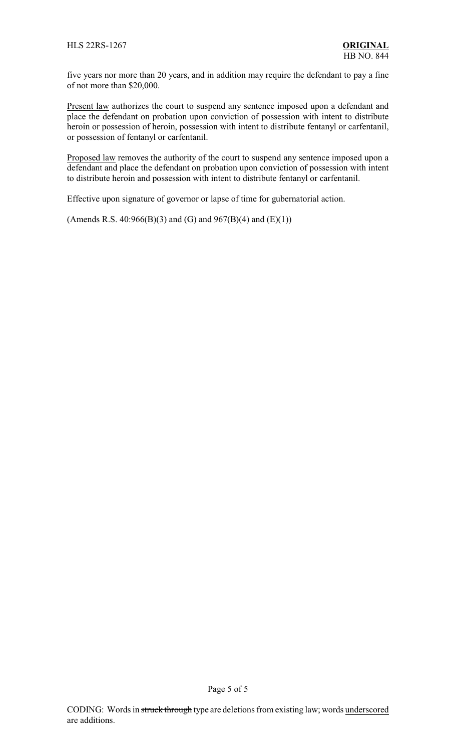five years nor more than 20 years, and in addition may require the defendant to pay a fine of not more than $20,000.

Present law authorizes the court to suspend any sentence imposed upon a defendant and place the defendant on probation upon conviction of possession with intent to distribute heroin or possession of heroin, possession with intent to distribute fentanyl or carfentanil, or possession of fentanyl or carfentanil.

Proposed law removes the authority of the court to suspend any sentence imposed upon a defendant and place the defendant on probation upon conviction of possession with intent to distribute heroin and possession with intent to distribute fentanyl or carfentanil.

Effective upon signature of governor or lapse of time for gubernatorial action.

(Amends R.S. 40:966(B)(3) and (G) and 967(B)(4) and (E)(1))

CODING: Words in ~~struck through~~ type are deletions from existing law; words underscored are additions.